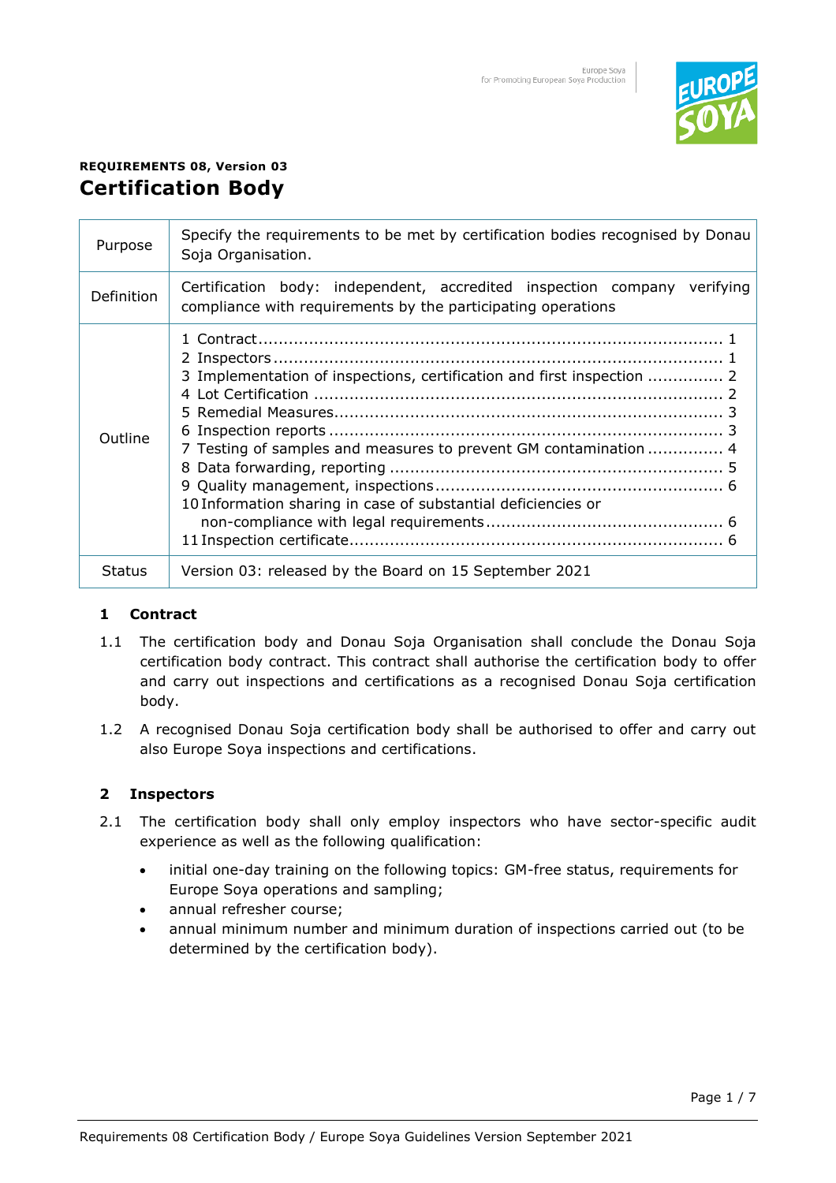**REQUIREMENTS 08, Version 03**

# Certification Body

| | |
|---|---|
| Purpose | Specify the requirements to be met by certification bodies recognised by Donau Soja Organisation. |
| Definition | Certification body: independent, accredited inspection company verifying compliance with requirements by the participating operations |
| Outline | 1 Contract ... 1<br>2 Inspectors ... 1<br>3 Implementation of inspections, certification and first inspection ... 2<br>4 Lot Certification ... 2<br>5 Remedial Measures ... 3<br>6 Inspection reports ... 3<br>7 Testing of samples and measures to prevent GM contamination ... 4<br>8 Data forwarding, reporting ... 5<br>9 Quality management, inspections ... 6<br>10 Information sharing in case of substantial deficiencies or non-compliance with legal requirements ... 6<br>11 Inspection certificate ... 6 |
| Status | Version 03: released by the Board on 15 September 2021 |

## 1 Contract

1.1 The certification body and Donau Soja Organisation shall conclude the Donau Soja certification body contract. This contract shall authorise the certification body to offer and carry out inspections and certifications as a recognised Donau Soja certification body.

1.2 A recognised Donau Soja certification body shall be authorised to offer and carry out also Europe Soya inspections and certifications.

## 2 Inspectors

2.1 The certification body shall only employ inspectors who have sector-specific audit experience as well as the following qualification:

- initial one-day training on the following topics: GM-free status, requirements for Europe Soya operations and sampling;
- annual refresher course;
- annual minimum number and minimum duration of inspections carried out (to be determined by the certification body).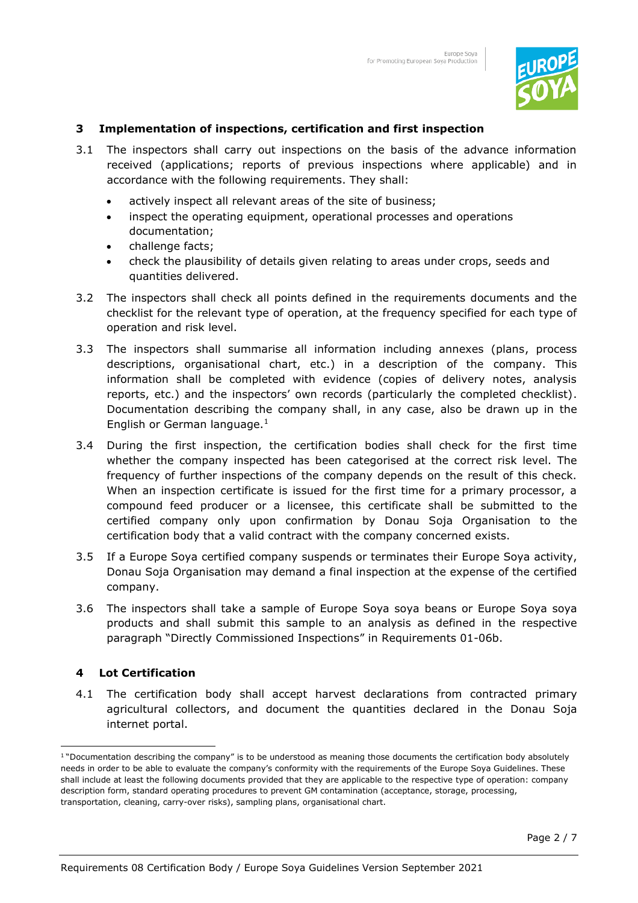## 3 Implementation of inspections, certification and first inspection

3.1 The inspectors shall carry out inspections on the basis of the advance information received (applications; reports of previous inspections where applicable) and in accordance with the following requirements. They shall:

- actively inspect all relevant areas of the site of business;
- inspect the operating equipment, operational processes and operations documentation;
- challenge facts;
- check the plausibility of details given relating to areas under crops, seeds and quantities delivered.

3.2 The inspectors shall check all points defined in the requirements documents and the checklist for the relevant type of operation, at the frequency specified for each type of operation and risk level.

3.3 The inspectors shall summarise all information including annexes (plans, process descriptions, organisational chart, etc.) in a description of the company. This information shall be completed with evidence (copies of delivery notes, analysis reports, etc.) and the inspectors' own records (particularly the completed checklist). Documentation describing the company shall, in any case, also be drawn up in the English or German language.[1]

3.4 During the first inspection, the certification bodies shall check for the first time whether the company inspected has been categorised at the correct risk level. The frequency of further inspections of the company depends on the result of this check. When an inspection certificate is issued for the first time for a primary processor, a compound feed producer or a licensee, this certificate shall be submitted to the certified company only upon confirmation by Donau Soja Organisation to the certification body that a valid contract with the company concerned exists.

3.5 If a Europe Soya certified company suspends or terminates their Europe Soya activity, Donau Soja Organisation may demand a final inspection at the expense of the certified company.

3.6 The inspectors shall take a sample of Europe Soya soya beans or Europe Soya soya products and shall submit this sample to an analysis as defined in the respective paragraph "Directly Commissioned Inspections" in Requirements 01-06b.

## 4 Lot Certification

4.1 The certification body shall accept harvest declarations from contracted primary agricultural collectors, and document the quantities declared in the Donau Soja internet portal.

[1] "Documentation describing the company" is to be understood as meaning those documents the certification body absolutely needs in order to be able to evaluate the company's conformity with the requirements of the Europe Soya Guidelines. These shall include at least the following documents provided that they are applicable to the respective type of operation: company description form, standard operating procedures to prevent GM contamination (acceptance, storage, processing, transportation, cleaning, carry-over risks), sampling plans, organisational chart.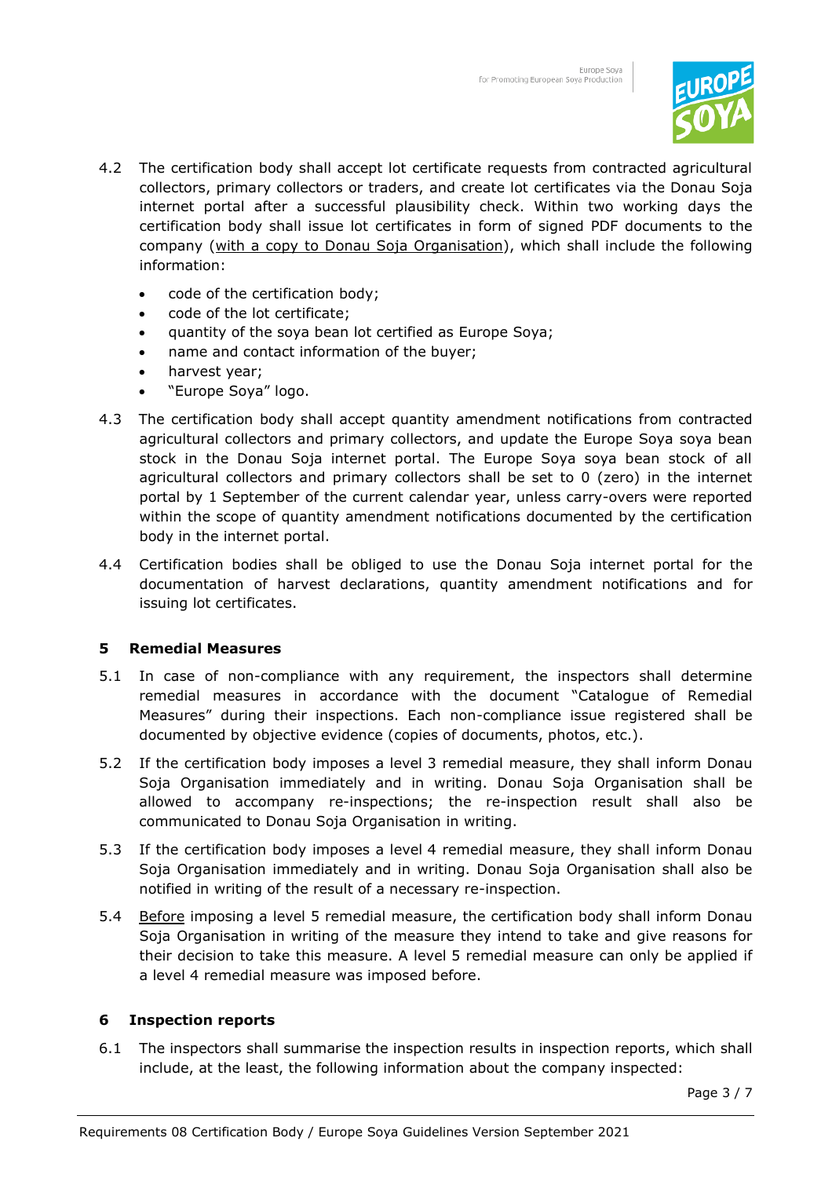4.2 The certification body shall accept lot certificate requests from contracted agricultural collectors, primary collectors or traders, and create lot certificates via the Donau Soja internet portal after a successful plausibility check. Within two working days the certification body shall issue lot certificates in form of signed PDF documents to the company (<u>with a copy to Donau Soja Organisation</u>), which shall include the following information:

- code of the certification body;
- code of the lot certificate;
- quantity of the soya bean lot certified as Europe Soya;
- name and contact information of the buyer;
- harvest year;
- "Europe Soya" logo.

4.3 The certification body shall accept quantity amendment notifications from contracted agricultural collectors and primary collectors, and update the Europe Soya soya bean stock in the Donau Soja internet portal. The Europe Soya soya bean stock of all agricultural collectors and primary collectors shall be set to 0 (zero) in the internet portal by 1 September of the current calendar year, unless carry-overs were reported within the scope of quantity amendment notifications documented by the certification body in the internet portal.

4.4 Certification bodies shall be obliged to use the Donau Soja internet portal for the documentation of harvest declarations, quantity amendment notifications and for issuing lot certificates.

## 5 Remedial Measures

5.1 In case of non-compliance with any requirement, the inspectors shall determine remedial measures in accordance with the document "Catalogue of Remedial Measures" during their inspections. Each non-compliance issue registered shall be documented by objective evidence (copies of documents, photos, etc.).

5.2 If the certification body imposes a level 3 remedial measure, they shall inform Donau Soja Organisation immediately and in writing. Donau Soja Organisation shall be allowed to accompany re-inspections; the re-inspection result shall also be communicated to Donau Soja Organisation in writing.

5.3 If the certification body imposes a level 4 remedial measure, they shall inform Donau Soja Organisation immediately and in writing. Donau Soja Organisation shall also be notified in writing of the result of a necessary re-inspection.

5.4 <u>Before</u> imposing a level 5 remedial measure, the certification body shall inform Donau Soja Organisation in writing of the measure they intend to take and give reasons for their decision to take this measure. A level 5 remedial measure can only be applied if a level 4 remedial measure was imposed before.

## 6 Inspection reports

6.1 The inspectors shall summarise the inspection results in inspection reports, which shall include, at the least, the following information about the company inspected: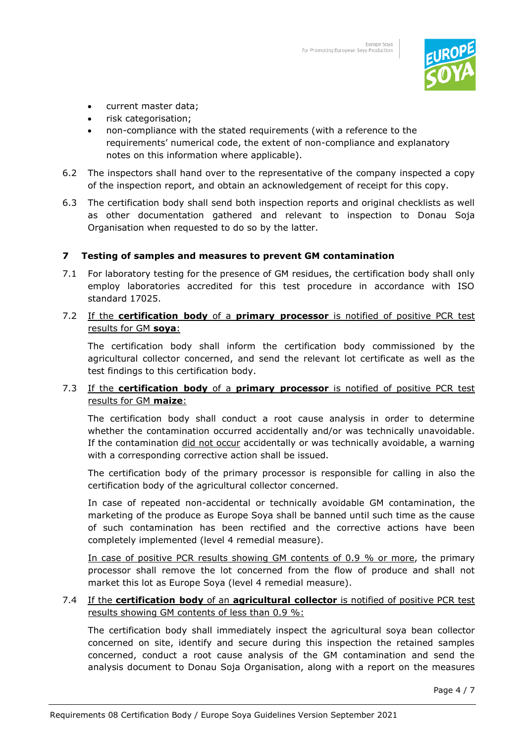- current master data;
- risk categorisation;
- non-compliance with the stated requirements (with a reference to the requirements' numerical code, the extent of non-compliance and explanatory notes on this information where applicable).

6.2 The inspectors shall hand over to the representative of the company inspected a copy of the inspection report, and obtain an acknowledgement of receipt for this copy.

6.3 The certification body shall send both inspection reports and original checklists as well as other documentation gathered and relevant to inspection to Donau Soja Organisation when requested to do so by the latter.

## 7 Testing of samples and measures to prevent GM contamination

7.1 For laboratory testing for the presence of GM residues, the certification body shall only employ laboratories accredited for this test procedure in accordance with ISO standard 17025.

7.2 <u>If the **certification body** of a **primary processor** is notified of positive PCR test results for GM **soya**:</u>

The certification body shall inform the certification body commissioned by the agricultural collector concerned, and send the relevant lot certificate as well as the test findings to this certification body.

7.3 <u>If the **certification body** of a **primary processor** is notified of positive PCR test results for GM **maize**:</u>

The certification body shall conduct a root cause analysis in order to determine whether the contamination occurred accidentally and/or was technically unavoidable. If the contamination <u>did not occur</u> accidentally or was technically avoidable, a warning with a corresponding corrective action shall be issued.

The certification body of the primary processor is responsible for calling in also the certification body of the agricultural collector concerned.

In case of repeated non-accidental or technically avoidable GM contamination, the marketing of the produce as Europe Soya shall be banned until such time as the cause of such contamination has been rectified and the corrective actions have been completely implemented (level 4 remedial measure).

<u>In case of positive PCR results showing GM contents of 0.9 % or more</u>, the primary processor shall remove the lot concerned from the flow of produce and shall not market this lot as Europe Soya (level 4 remedial measure).

7.4 <u>If the **certification body** of an **agricultural collector** is notified of positive PCR test results showing GM contents of less than 0.9 %:</u>

The certification body shall immediately inspect the agricultural soya bean collector concerned on site, identify and secure during this inspection the retained samples concerned, conduct a root cause analysis of the GM contamination and send the analysis document to Donau Soja Organisation, along with a report on the measures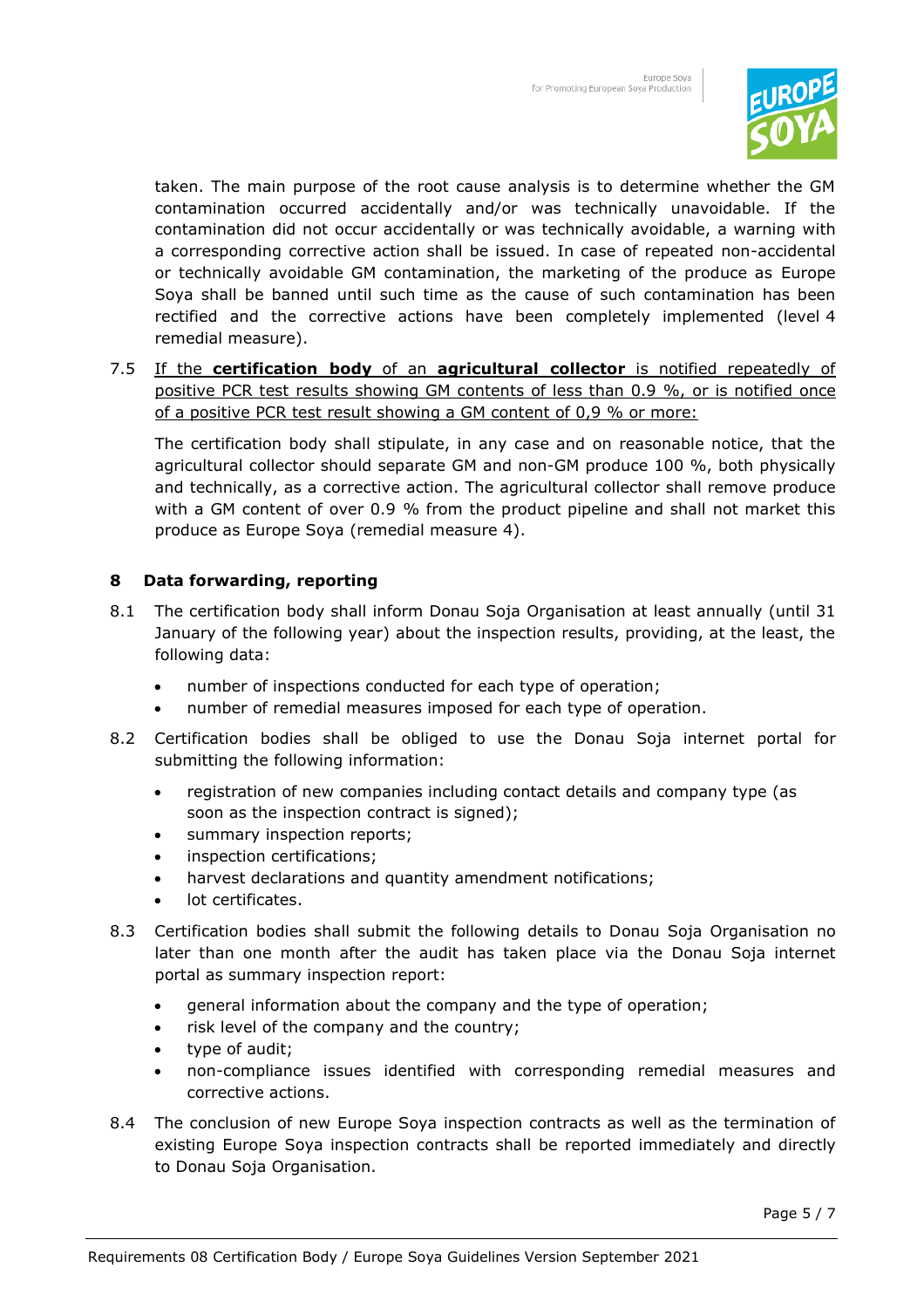taken. The main purpose of the root cause analysis is to determine whether the GM contamination occurred accidentally and/or was technically unavoidable. If the contamination did not occur accidentally or was technically avoidable, a warning with a corresponding corrective action shall be issued. In case of repeated non-accidental or technically avoidable GM contamination, the marketing of the produce as Europe Soya shall be banned until such time as the cause of such contamination has been rectified and the corrective actions have been completely implemented (level 4 remedial measure).

7.5 <u>If the **certification body** of an **agricultural collector** is notified repeatedly of positive PCR test results showing GM contents of less than 0.9 %, or is notified once of a positive PCR test result showing a GM content of 0,9 % or more:</u>

The certification body shall stipulate, in any case and on reasonable notice, that the agricultural collector should separate GM and non-GM produce 100 %, both physically and technically, as a corrective action. The agricultural collector shall remove produce with a GM content of over 0.9 % from the product pipeline and shall not market this produce as Europe Soya (remedial measure 4).

## 8 Data forwarding, reporting

8.1 The certification body shall inform Donau Soja Organisation at least annually (until 31 January of the following year) about the inspection results, providing, at the least, the following data:

- number of inspections conducted for each type of operation;
- number of remedial measures imposed for each type of operation.

8.2 Certification bodies shall be obliged to use the Donau Soja internet portal for submitting the following information:

- registration of new companies including contact details and company type (as soon as the inspection contract is signed);
- summary inspection reports;
- inspection certifications;
- harvest declarations and quantity amendment notifications;
- lot certificates.

8.3 Certification bodies shall submit the following details to Donau Soja Organisation no later than one month after the audit has taken place via the Donau Soja internet portal as summary inspection report:

- general information about the company and the type of operation;
- risk level of the company and the country;
- type of audit;
- non-compliance issues identified with corresponding remedial measures and corrective actions.

8.4 The conclusion of new Europe Soya inspection contracts as well as the termination of existing Europe Soya inspection contracts shall be reported immediately and directly to Donau Soja Organisation.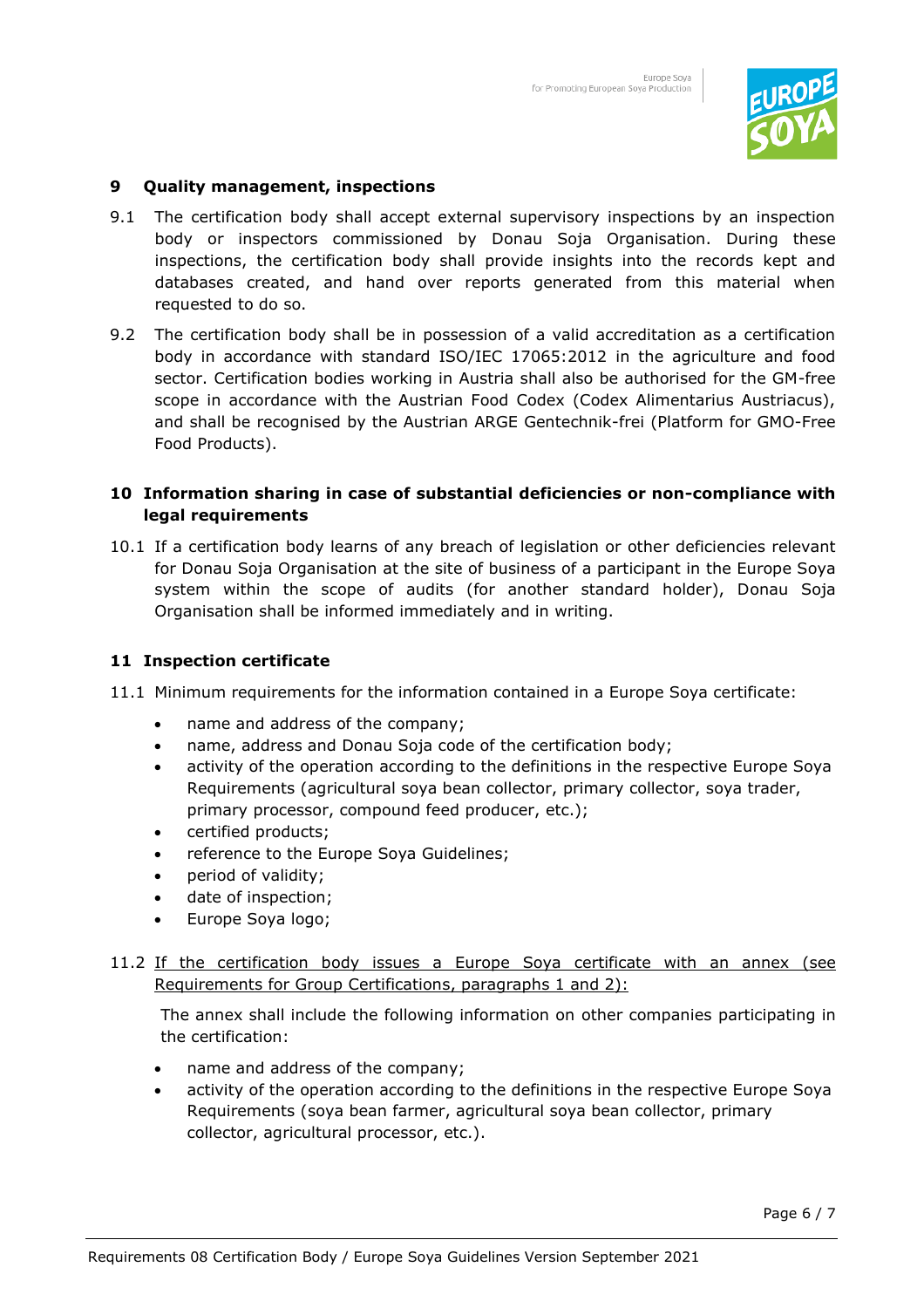## 9 Quality management, inspections

9.1 The certification body shall accept external supervisory inspections by an inspection body or inspectors commissioned by Donau Soja Organisation. During these inspections, the certification body shall provide insights into the records kept and databases created, and hand over reports generated from this material when requested to do so.

9.2 The certification body shall be in possession of a valid accreditation as a certification body in accordance with standard ISO/IEC 17065:2012 in the agriculture and food sector. Certification bodies working in Austria shall also be authorised for the GM-free scope in accordance with the Austrian Food Codex (Codex Alimentarius Austriacus), and shall be recognised by the Austrian ARGE Gentechnik-frei (Platform for GMO-Free Food Products).

## 10 Information sharing in case of substantial deficiencies or non-compliance with legal requirements

10.1 If a certification body learns of any breach of legislation or other deficiencies relevant for Donau Soja Organisation at the site of business of a participant in the Europe Soya system within the scope of audits (for another standard holder), Donau Soja Organisation shall be informed immediately and in writing.

## 11 Inspection certificate

11.1 Minimum requirements for the information contained in a Europe Soya certificate:

- name and address of the company;
- name, address and Donau Soja code of the certification body;
- activity of the operation according to the definitions in the respective Europe Soya Requirements (agricultural soya bean collector, primary collector, soya trader, primary processor, compound feed producer, etc.);
- certified products;
- reference to the Europe Soya Guidelines;
- period of validity;
- date of inspection;
- Europe Soya logo;

11.2 <u>If the certification body issues a Europe Soya certificate with an annex (see Requirements for Group Certifications, paragraphs 1 and 2):</u>

The annex shall include the following information on other companies participating in the certification:

- name and address of the company;
- activity of the operation according to the definitions in the respective Europe Soya Requirements (soya bean farmer, agricultural soya bean collector, primary collector, agricultural processor, etc.).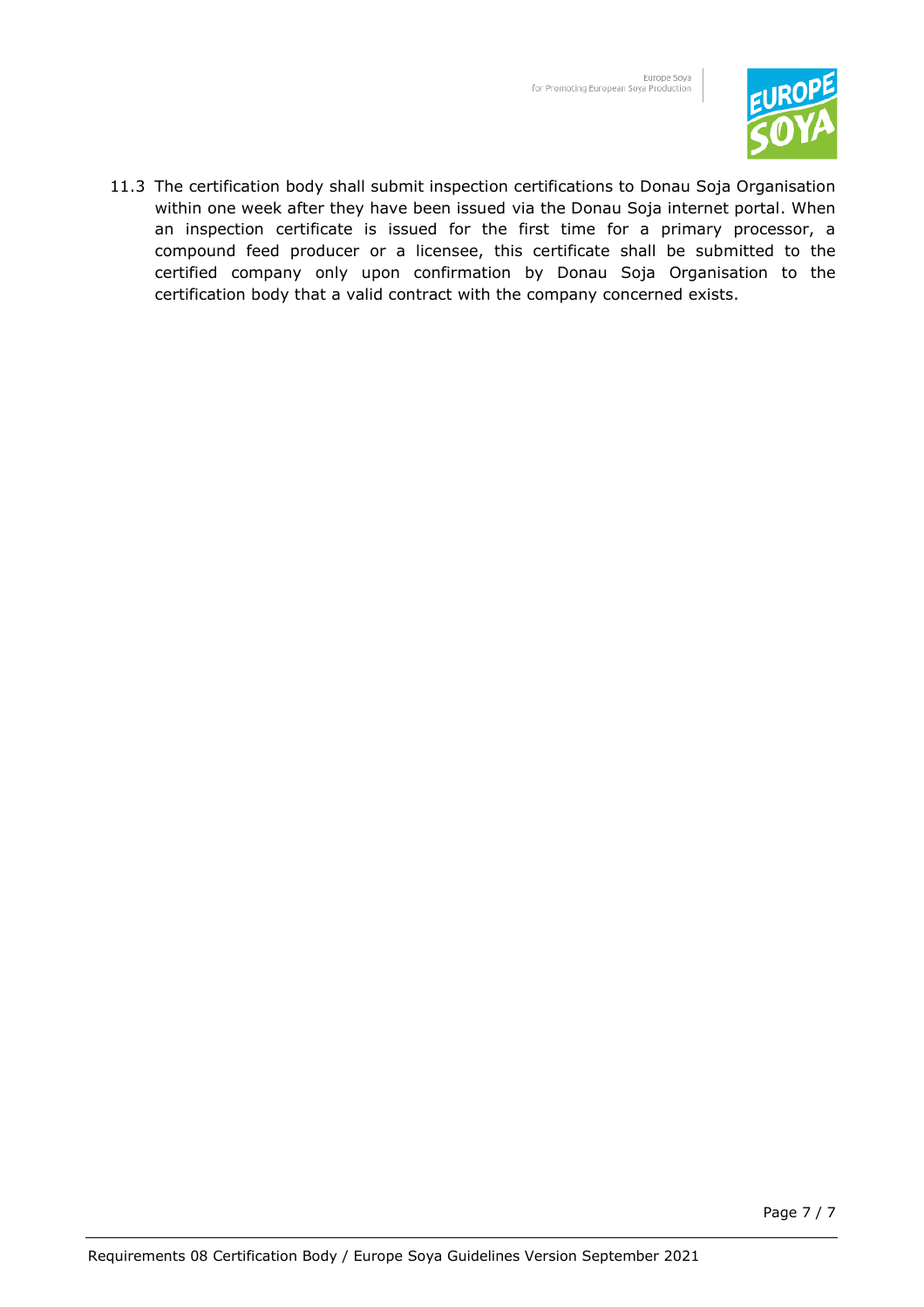11.3 The certification body shall submit inspection certifications to Donau Soja Organisation within one week after they have been issued via the Donau Soja internet portal. When an inspection certificate is issued for the first time for a primary processor, a compound feed producer or a licensee, this certificate shall be submitted to the certified company only upon confirmation by Donau Soja Organisation to the certification body that a valid contract with the company concerned exists.